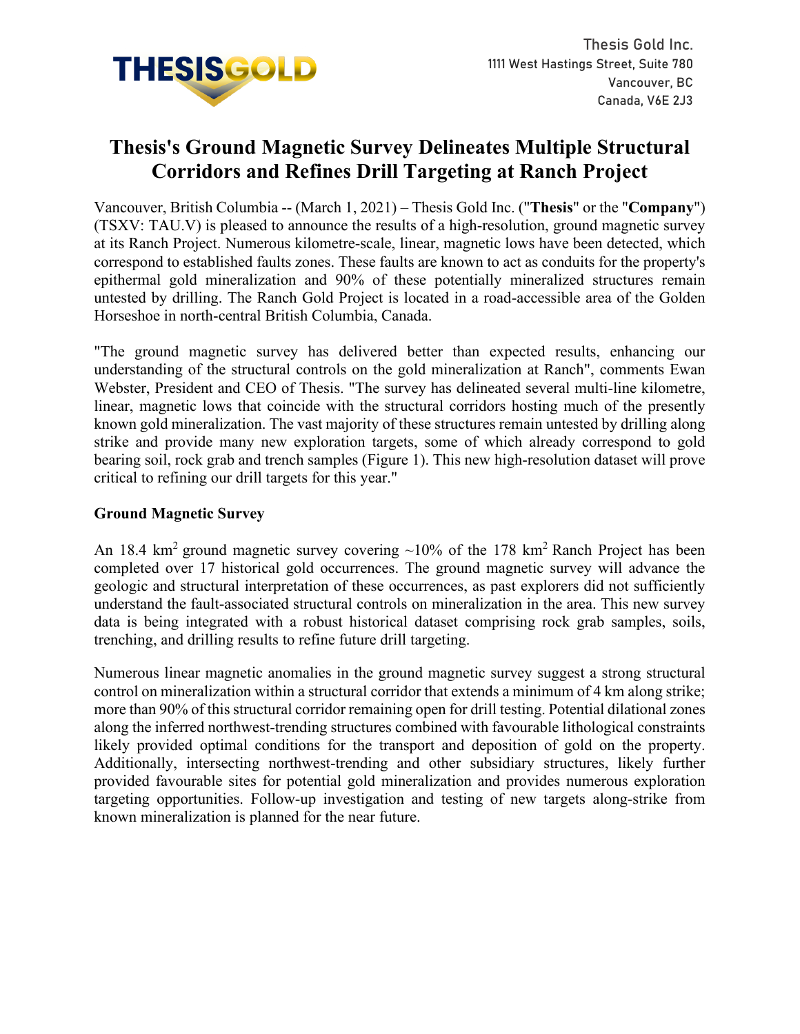Thesis Gold Inc.
1111 West Hastings Street, Suite 780
Vancouver, BC
Canada, V6E 2J3

# Thesis's Ground Magnetic Survey Delineates Multiple Structural Corridors and Refines Drill Targeting at Ranch Project

Vancouver, British Columbia -- (March 1, 2021) – Thesis Gold Inc. ("**Thesis**" or the "**Company**") (TSXV: TAU.V) is pleased to announce the results of a high-resolution, ground magnetic survey at its Ranch Project. Numerous kilometre-scale, linear, magnetic lows have been detected, which correspond to established faults zones. These faults are known to act as conduits for the property's epithermal gold mineralization and 90% of these potentially mineralized structures remain untested by drilling. The Ranch Gold Project is located in a road-accessible area of the Golden Horseshoe in north-central British Columbia, Canada.

"The ground magnetic survey has delivered better than expected results, enhancing our understanding of the structural controls on the gold mineralization at Ranch", comments Ewan Webster, President and CEO of Thesis. "The survey has delineated several multi-line kilometre, linear, magnetic lows that coincide with the structural corridors hosting much of the presently known gold mineralization. The vast majority of these structures remain untested by drilling along strike and provide many new exploration targets, some of which already correspond to gold bearing soil, rock grab and trench samples (Figure 1). This new high-resolution dataset will prove critical to refining our drill targets for this year."

## Ground Magnetic Survey

An 18.4 km$^2$ ground magnetic survey covering ~10% of the 178 km$^2$ Ranch Project has been completed over 17 historical gold occurrences. The ground magnetic survey will advance the geologic and structural interpretation of these occurrences, as past explorers did not sufficiently understand the fault-associated structural controls on mineralization in the area. This new survey data is being integrated with a robust historical dataset comprising rock grab samples, soils, trenching, and drilling results to refine future drill targeting.

Numerous linear magnetic anomalies in the ground magnetic survey suggest a strong structural control on mineralization within a structural corridor that extends a minimum of 4 km along strike; more than 90% of this structural corridor remaining open for drill testing. Potential dilational zones along the inferred northwest-trending structures combined with favourable lithological constraints likely provided optimal conditions for the transport and deposition of gold on the property. Additionally, intersecting northwest-trending and other subsidiary structures, likely further provided favourable sites for potential gold mineralization and provides numerous exploration targeting opportunities. Follow-up investigation and testing of new targets along-strike from known mineralization is planned for the near future.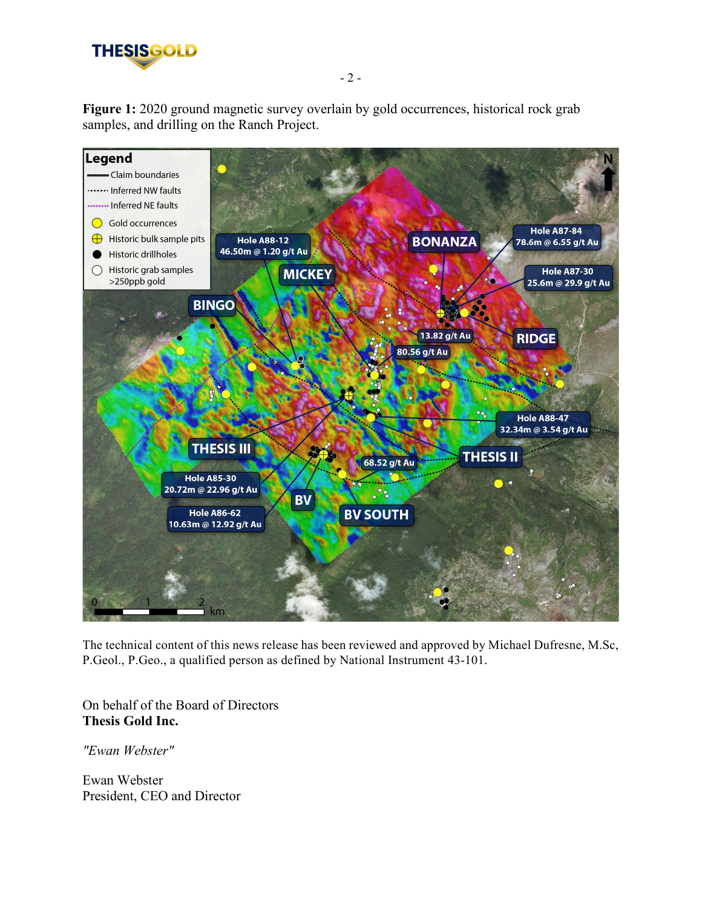**Figure 1:** 2020 ground magnetic survey overlain by gold occurrences, historical rock grab samples, and drilling on the Ranch Project.

The technical content of this news release has been reviewed and approved by Michael Dufresne, M.Sc, P.Geol., P.Geo., a qualified person as defined by National Instrument 43-101.

On behalf of the Board of Directors
**Thesis Gold Inc.**

*"Ewan Webster"*

Ewan Webster
President, CEO and Director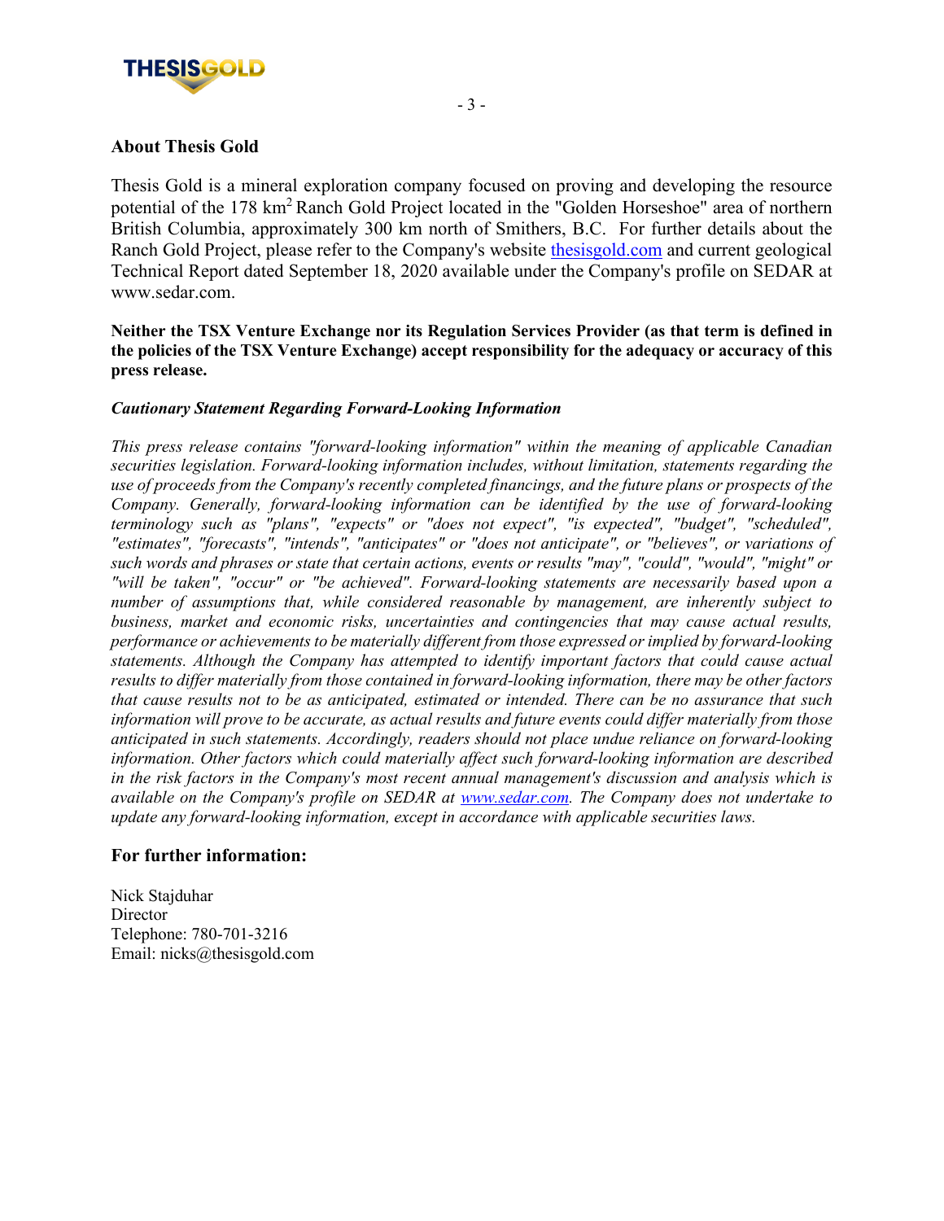## About Thesis Gold

Thesis Gold is a mineral exploration company focused on proving and developing the resource potential of the 178 km$^2$ Ranch Gold Project located in the "Golden Horseshoe" area of northern British Columbia, approximately 300 km north of Smithers, B.C. For further details about the Ranch Gold Project, please refer to the Company's website thesisgold.com and current geological Technical Report dated September 18, 2020 available under the Company's profile on SEDAR at www.sedar.com.

**Neither the TSX Venture Exchange nor its Regulation Services Provider (as that term is defined in the policies of the TSX Venture Exchange) accept responsibility for the adequacy or accuracy of this press release.**

***Cautionary Statement Regarding Forward-Looking Information***

*This press release contains "forward-looking information" within the meaning of applicable Canadian securities legislation. Forward-looking information includes, without limitation, statements regarding the use of proceeds from the Company's recently completed financings, and the future plans or prospects of the Company. Generally, forward-looking information can be identified by the use of forward-looking terminology such as "plans", "expects" or "does not expect", "is expected", "budget", "scheduled", "estimates", "forecasts", "intends", "anticipates" or "does not anticipate", or "believes", or variations of such words and phrases or state that certain actions, events or results "may", "could", "would", "might" or "will be taken", "occur" or "be achieved". Forward-looking statements are necessarily based upon a number of assumptions that, while considered reasonable by management, are inherently subject to business, market and economic risks, uncertainties and contingencies that may cause actual results, performance or achievements to be materially different from those expressed or implied by forward-looking statements. Although the Company has attempted to identify important factors that could cause actual results to differ materially from those contained in forward-looking information, there may be other factors that cause results not to be as anticipated, estimated or intended. There can be no assurance that such information will prove to be accurate, as actual results and future events could differ materially from those anticipated in such statements. Accordingly, readers should not place undue reliance on forward-looking information. Other factors which could materially affect such forward-looking information are described in the risk factors in the Company's most recent annual management's discussion and analysis which is available on the Company's profile on SEDAR at www.sedar.com. The Company does not undertake to update any forward-looking information, except in accordance with applicable securities laws.*

### For further information:

Nick Stajduhar
Director
Telephone: 780-701-3216
Email: nicks@thesisgold.com